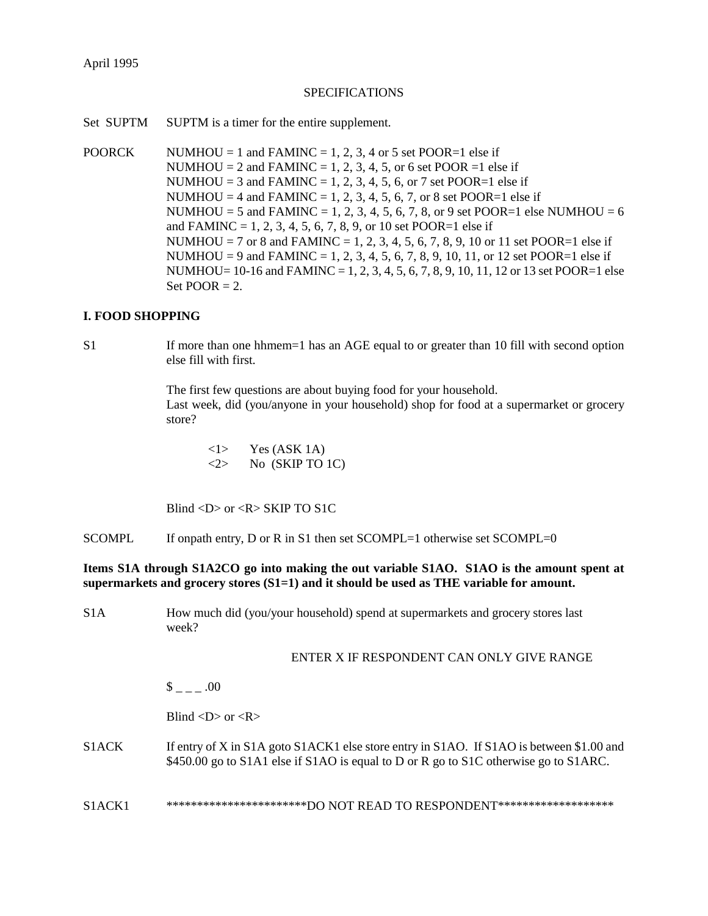April 1995

SPECIFICATIONS

Set SUPTM   SUPTM is a timer for the entire supplement.

POORCK   NUMHOU = 1 and FAMINC = 1, 2, 3, 4 or 5 set POOR=1 else if
NUMHOU = 2 and FAMINC = 1, 2, 3, 4, 5, or 6 set POOR =1 else if
NUMHOU = 3 and FAMINC = 1, 2, 3, 4, 5, 6, or 7 set POOR=1 else if
NUMHOU = 4 and FAMINC = 1, 2, 3, 4, 5, 6, 7, or 8 set POOR=1 else if
NUMHOU = 5 and FAMINC = 1, 2, 3, 4, 5, 6, 7, 8, or 9 set POOR=1 else NUMHOU = 6 and FAMINC = 1, 2, 3, 4, 5, 6, 7, 8, 9, or 10 set POOR=1 else if
NUMHOU = 7 or 8 and FAMINC = 1, 2, 3, 4, 5, 6, 7, 8, 9, 10 or 11 set POOR=1 else if
NUMHOU = 9 and FAMINC = 1, 2, 3, 4, 5, 6, 7, 8, 9, 10, 11, or 12 set POOR=1 else if
NUMHOU= 10-16 and FAMINC = 1, 2, 3, 4, 5, 6, 7, 8, 9, 10, 11, 12 or 13 set POOR=1 else Set POOR = 2.

**I. FOOD SHOPPING**

S1   If more than one hhmem=1 has an AGE equal to or greater than 10 fill with second option else fill with first.

The first few questions are about buying food for your household.
Last week, did (you/anyone in your household) shop for food at a supermarket or grocery store?

<1>   Yes (ASK 1A)
<2>   No (SKIP TO 1C)

Blind <D> or <R> SKIP TO S1C

SCOMPL   If onpath entry, D or R in S1 then set SCOMPL=1 otherwise set SCOMPL=0

**Items S1A through S1A2CO go into making the out variable S1AO. S1AO is the amount spent at supermarkets and grocery stores (S1=1) and it should be used as THE variable for amount.**

S1A   How much did (you/your household) spend at supermarkets and grocery stores last week?

ENTER X IF RESPONDENT CAN ONLY GIVE RANGE

$ _ _ _ .00

Blind <D> or <R>

S1ACK   If entry of X in S1A goto S1ACK1 else store entry in S1AO. If S1AO is between $1.00 and $450.00 go to S1A1 else if S1AO is equal to D or R go to S1C otherwise go to S1ARC.

S1ACK1   ***********************DO NOT READ TO RESPONDENT*******************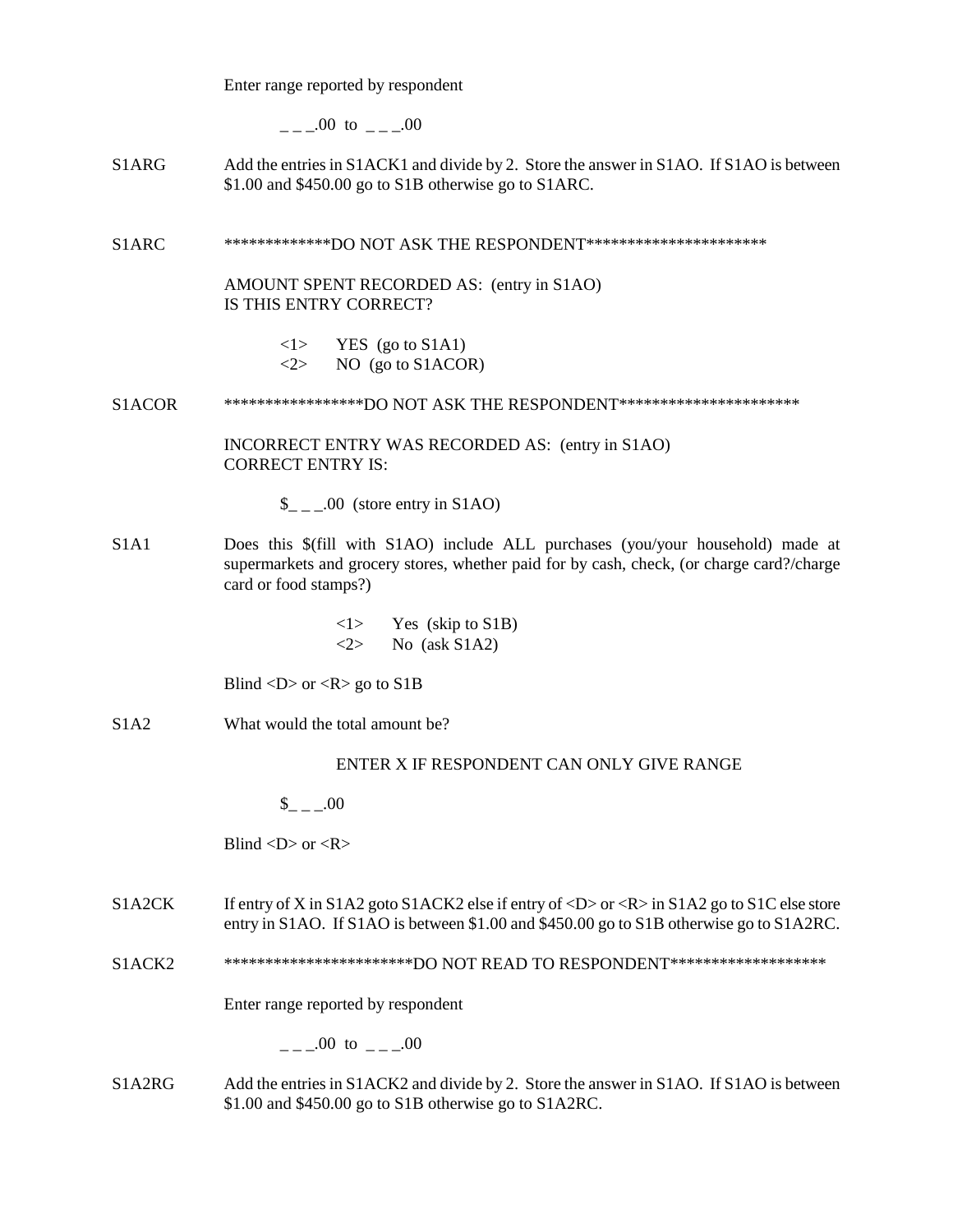Enter range reported by respondent

_ _ _.00 to _ _ _.00

S1ARG Add the entries in S1ACK1 and divide by 2. Store the answer in S1AO. If S1AO is between $1.00 and $450.00 go to S1B otherwise go to S1ARC.

S1ARC *************DO NOT ASK THE RESPONDENT**********************

AMOUNT SPENT RECORDED AS: (entry in S1AO)
IS THIS ENTRY CORRECT?

<1> YES (go to S1A1)
<2> NO (go to S1ACOR)

S1ACOR *****************DO NOT ASK THE RESPONDENT**********************

INCORRECT ENTRY WAS RECORDED AS: (entry in S1AO)
CORRECT ENTRY IS:

$_ _ _.00 (store entry in S1AO)

S1A1 Does this $(fill with S1AO) include ALL purchases (you/your household) made at supermarkets and grocery stores, whether paid for by cash, check, (or charge card?/charge card or food stamps?)

<1> Yes (skip to S1B)
<2> No (ask S1A2)

Blind <D> or <R> go to S1B

S1A2 What would the total amount be?

ENTER X IF RESPONDENT CAN ONLY GIVE RANGE

$_ _ _.00

Blind <D> or <R>

S1A2CK If entry of X in S1A2 goto S1ACK2 else if entry of <D> or <R> in S1A2 go to S1C else store entry in S1AO. If S1AO is between $1.00 and $450.00 go to S1B otherwise go to S1A2RC.

S1ACK2 ***********************DO NOT READ TO RESPONDENT*******************

Enter range reported by respondent

_ _ _.00 to _ _ _.00

S1A2RG Add the entries in S1ACK2 and divide by 2. Store the answer in S1AO. If S1AO is between $1.00 and $450.00 go to S1B otherwise go to S1A2RC.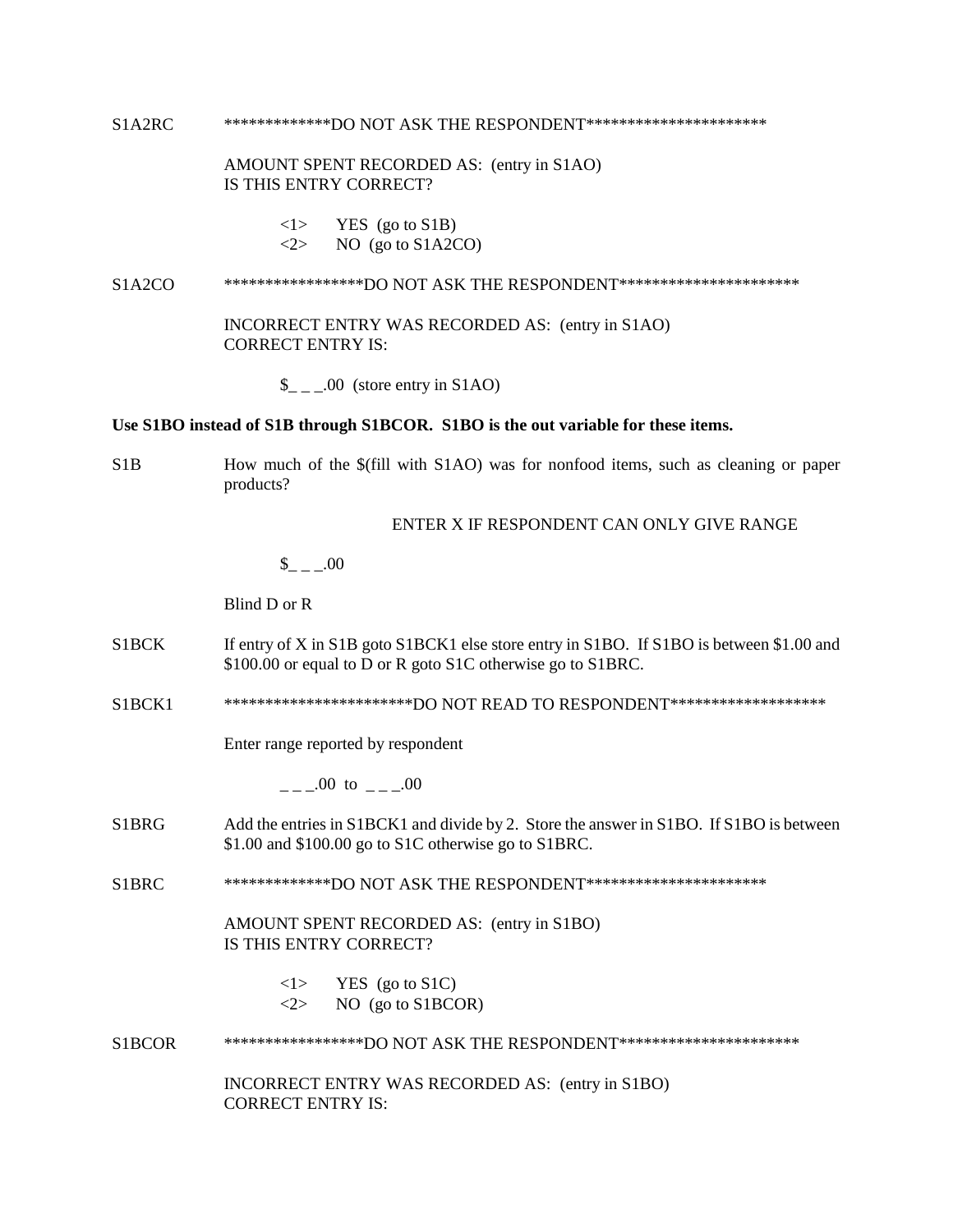S1A2RC *************DO NOT ASK THE RESPONDENT**********************

AMOUNT SPENT RECORDED AS: (entry in S1AO)
IS THIS ENTRY CORRECT?

<1> YES (go to S1B)
<2> NO (go to S1A2CO)

S1A2CO *****************DO NOT ASK THE RESPONDENT**********************

INCORRECT ENTRY WAS RECORDED AS: (entry in S1AO)
CORRECT ENTRY IS:

$_ _ _.00 (store entry in S1AO)

**Use S1BO instead of S1B through S1BCOR. S1BO is the out variable for these items.**

S1B How much of the $(fill with S1AO) was for nonfood items, such as cleaning or paper products?

ENTER X IF RESPONDENT CAN ONLY GIVE RANGE

$_ _ _.00

Blind D or R

S1BCK If entry of X in S1B goto S1BCK1 else store entry in S1BO. If S1BO is between $1.00 and $100.00 or equal to D or R goto S1C otherwise go to S1BRC.

S1BCK1 ***********************DO NOT READ TO RESPONDENT*******************

Enter range reported by respondent

_ _ _.00 to _ _ _.00

S1BRG Add the entries in S1BCK1 and divide by 2. Store the answer in S1BO. If S1BO is between $1.00 and $100.00 go to S1C otherwise go to S1BRC.

S1BRC *************DO NOT ASK THE RESPONDENT**********************

AMOUNT SPENT RECORDED AS: (entry in S1BO)
IS THIS ENTRY CORRECT?

<1> YES (go to S1C)
<2> NO (go to S1BCOR)

S1BCOR *****************DO NOT ASK THE RESPONDENT**********************

INCORRECT ENTRY WAS RECORDED AS: (entry in S1BO)
CORRECT ENTRY IS: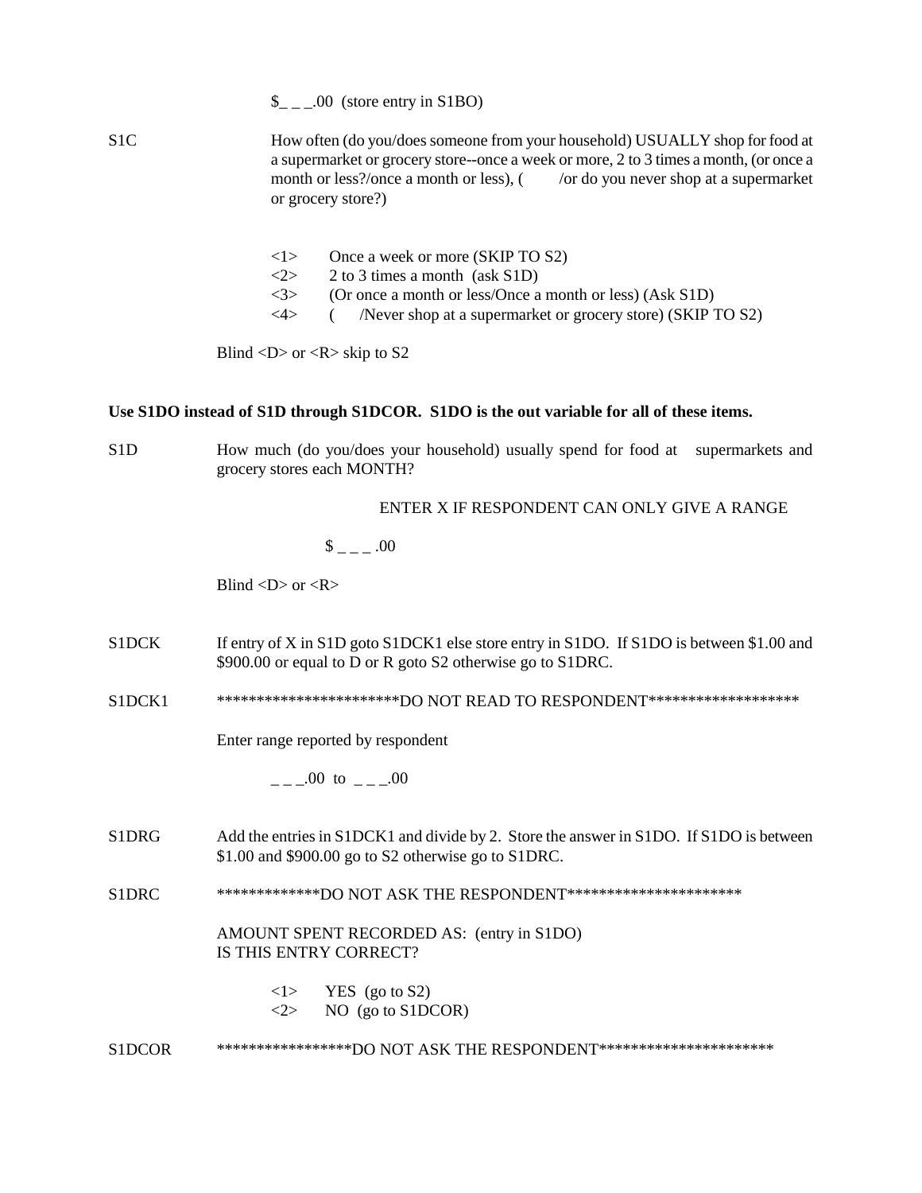$_ _ _.00 (store entry in S1BO)

S1C How often (do you/does someone from your household) USUALLY shop for food at a supermarket or grocery store--once a week or more, 2 to 3 times a month, (or once a month or less?/once a month or less), ( /or do you never shop at a supermarket or grocery store?)

<1> Once a week or more (SKIP TO S2)
<2> 2 to 3 times a month (ask S1D)
<3> (Or once a month or less/Once a month or less) (Ask S1D)
<4> ( /Never shop at a supermarket or grocery store) (SKIP TO S2)

Blind <D> or <R> skip to S2

**Use S1DO instead of S1D through S1DCOR. S1DO is the out variable for all of these items.**

S1D How much (do you/does your household) usually spend for food at supermarkets and grocery stores each MONTH?

ENTER X IF RESPONDENT CAN ONLY GIVE A RANGE

$ _ _ _ .00

Blind <D> or <R>

S1DCK If entry of X in S1D goto S1DCK1 else store entry in S1DO. If S1DO is between $1.00 and $900.00 or equal to D or R goto S2 otherwise go to S1DRC.

S1DCK1 ***********************DO NOT READ TO RESPONDENT*******************

Enter range reported by respondent

_ _ _.00 to _ _ _.00

S1DRG Add the entries in S1DCK1 and divide by 2. Store the answer in S1DO. If S1DO is between $1.00 and $900.00 go to S2 otherwise go to S1DRC.

S1DRC *************DO NOT ASK THE RESPONDENT**********************

AMOUNT SPENT RECORDED AS: (entry in S1DO)
IS THIS ENTRY CORRECT?

<1> YES (go to S2)
<2> NO (go to S1DCOR)

S1DCOR *****************DO NOT ASK THE RESPONDENT**********************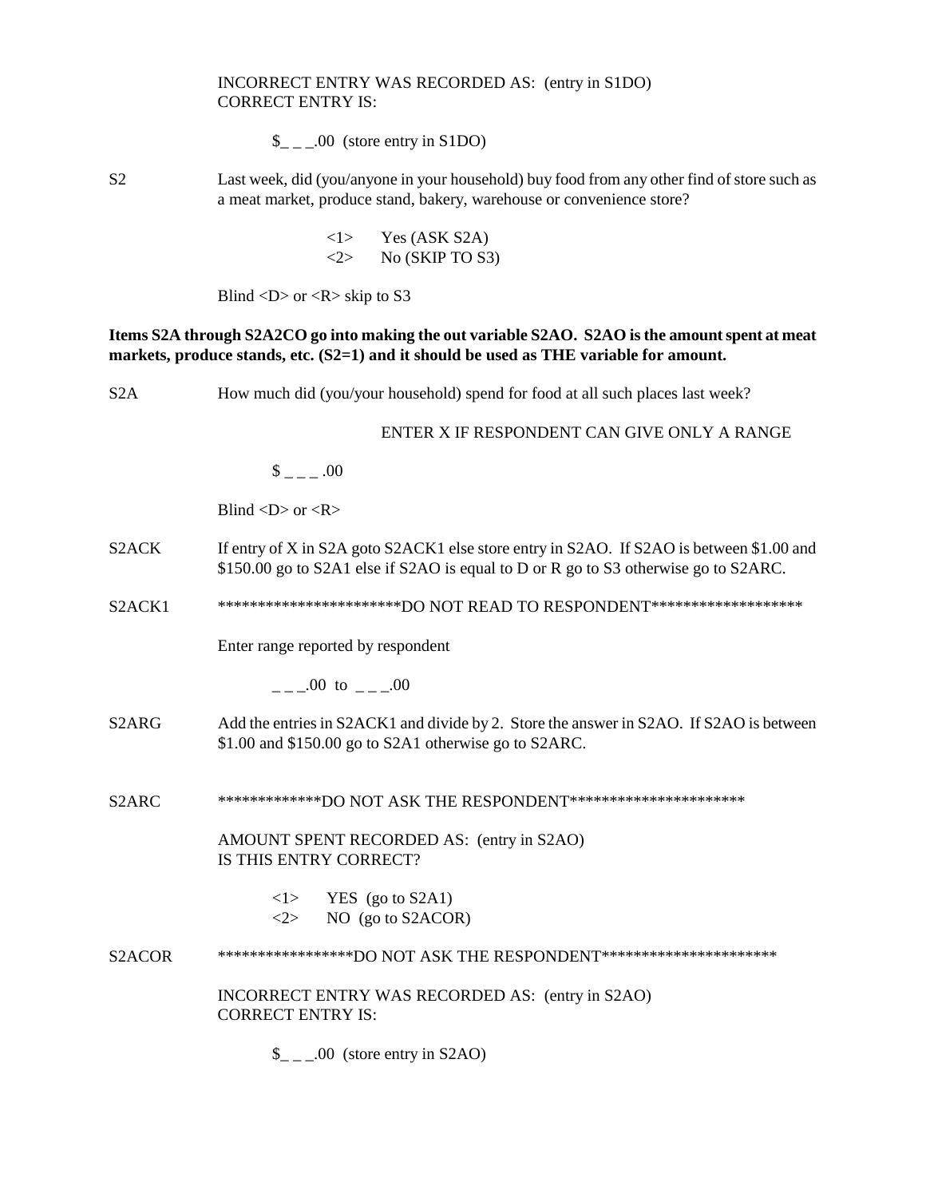INCORRECT ENTRY WAS RECORDED AS: (entry in S1DO)
CORRECT ENTRY IS:

$_ _ _.00 (store entry in S1DO)

S2 Last week, did (you/anyone in your household) buy food from any other find of store such as a meat market, produce stand, bakery, warehouse or convenience store?

<1> Yes (ASK S2A)
<2> No (SKIP TO S3)

Blind <D> or <R> skip to S3

**Items S2A through S2A2CO go into making the out variable S2AO. S2AO is the amount spent at meat markets, produce stands, etc. (S2=1) and it should be used as THE variable for amount.**

S2A How much did (you/your household) spend for food at all such places last week?

ENTER X IF RESPONDENT CAN GIVE ONLY A RANGE

$ _ _ _ .00

Blind <D> or <R>

S2ACK If entry of X in S2A goto S2ACK1 else store entry in S2AO. If S2AO is between $1.00 and $150.00 go to S2A1 else if S2AO is equal to D or R go to S3 otherwise go to S2ARC.

S2ACK1 ***********************DO NOT READ TO RESPONDENT*******************

Enter range reported by respondent

_ _ _.00 to _ _ _.00

S2ARG Add the entries in S2ACK1 and divide by 2. Store the answer in S2AO. If S2AO is between $1.00 and $150.00 go to S2A1 otherwise go to S2ARC.

S2ARC *************DO NOT ASK THE RESPONDENT**********************

AMOUNT SPENT RECORDED AS: (entry in S2AO)
IS THIS ENTRY CORRECT?

<1> YES (go to S2A1)
<2> NO (go to S2ACOR)

S2ACOR *****************DO NOT ASK THE RESPONDENT**********************

INCORRECT ENTRY WAS RECORDED AS: (entry in S2AO)
CORRECT ENTRY IS:

$_ _ _.00 (store entry in S2AO)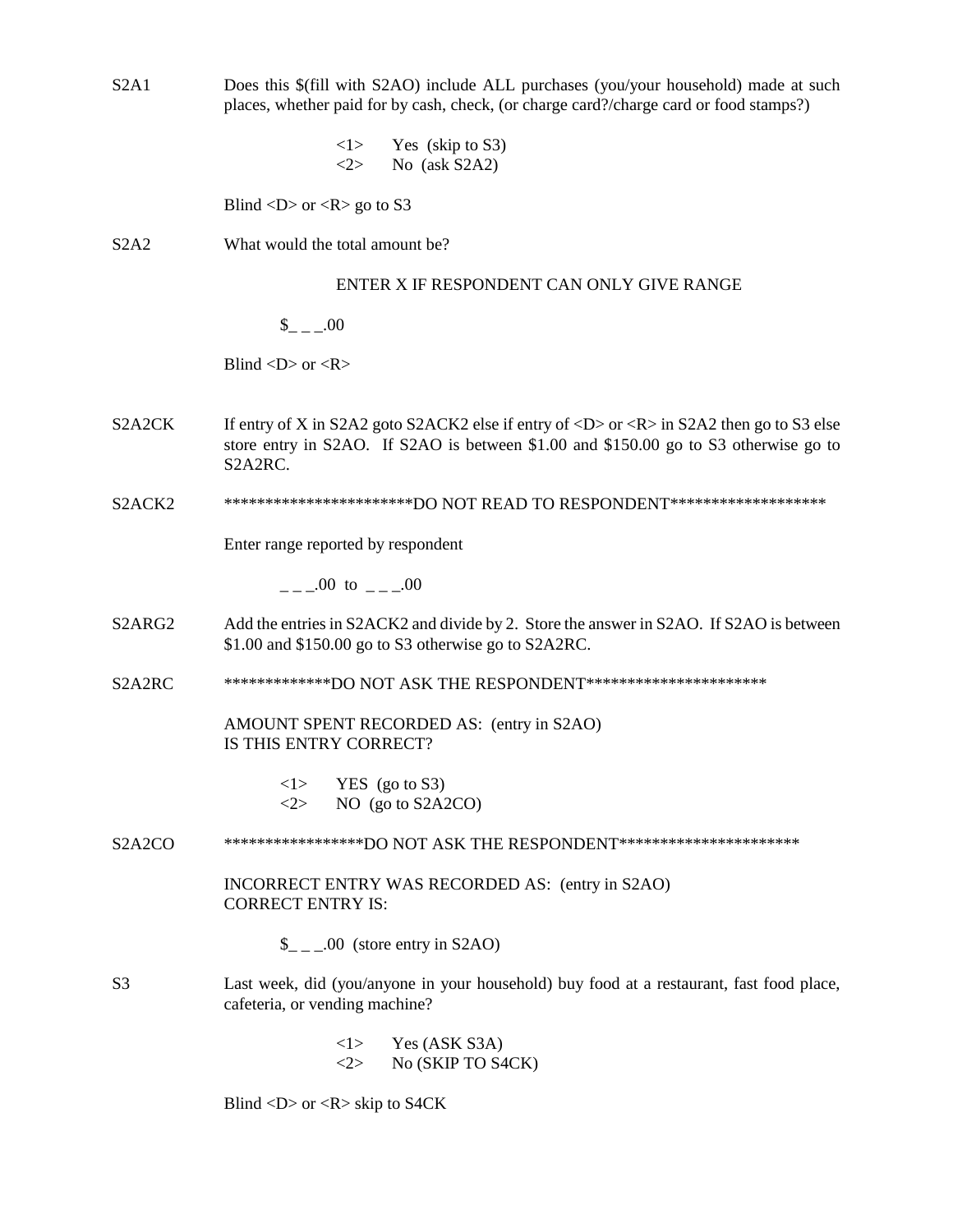S2A1 Does this $(fill with S2AO) include ALL purchases (you/your household) made at such places, whether paid for by cash, check, (or charge card?/charge card or food stamps?)

<1> Yes (skip to S3)
<2> No (ask S2A2)

Blind <D> or <R> go to S3

S2A2 What would the total amount be?

ENTER X IF RESPONDENT CAN ONLY GIVE RANGE

$_ _ _.00

Blind <D> or <R>

S2A2CK If entry of X in S2A2 goto S2ACK2 else if entry of <D> or <R> in S2A2 then go to S3 else store entry in S2AO. If S2AO is between $1.00 and $150.00 go to S3 otherwise go to S2A2RC.

S2ACK2 ***********************DO NOT READ TO RESPONDENT*******************

Enter range reported by respondent

_ _ _.00 to _ _ _.00

S2ARG2 Add the entries in S2ACK2 and divide by 2. Store the answer in S2AO. If S2AO is between $1.00 and $150.00 go to S3 otherwise go to S2A2RC.

S2A2RC *************DO NOT ASK THE RESPONDENT**********************

AMOUNT SPENT RECORDED AS: (entry in S2AO)
IS THIS ENTRY CORRECT?

<1> YES (go to S3)
<2> NO (go to S2A2CO)

S2A2CO *****************DO NOT ASK THE RESPONDENT**********************

INCORRECT ENTRY WAS RECORDED AS: (entry in S2AO)
CORRECT ENTRY IS:

$_ _ _.00 (store entry in S2AO)

S3 Last week, did (you/anyone in your household) buy food at a restaurant, fast food place, cafeteria, or vending machine?

<1> Yes (ASK S3A)
<2> No (SKIP TO S4CK)

Blind <D> or <R> skip to S4CK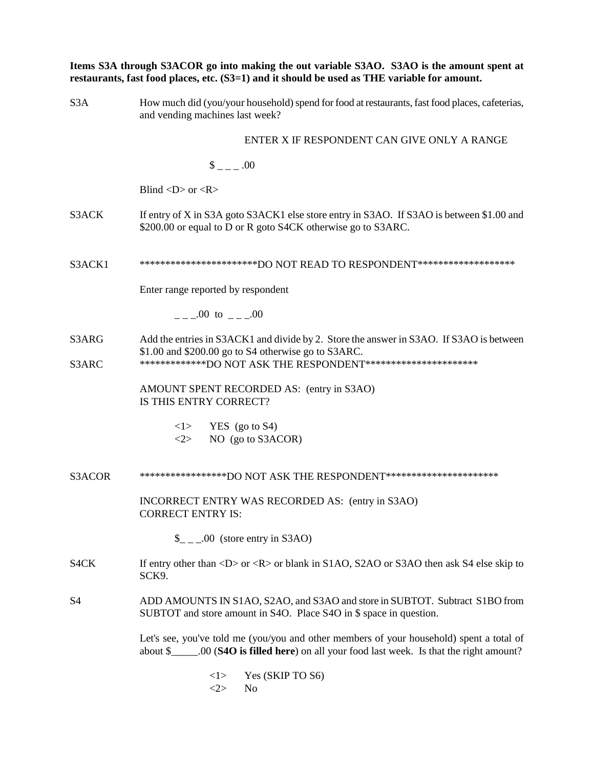**Items S3A through S3ACOR go into making the out variable S3AO. S3AO is the amount spent at restaurants, fast food places, etc. (S3=1) and it should be used as THE variable for amount.**

S3A — How much did (you/your household) spend for food at restaurants, fast food places, cafeterias, and vending machines last week?

ENTER X IF RESPONDENT CAN GIVE ONLY A RANGE

$ _ _ _ .00

Blind <D> or <R>

S3ACK — If entry of X in S3A goto S3ACK1 else store entry in S3AO. If S3AO is between $1.00 and $200.00 or equal to D or R goto S4CK otherwise go to S3ARC.

S3ACK1 — ***********************DO NOT READ TO RESPONDENT*******************

Enter range reported by respondent

_ _ _.00 to _ _ _.00

S3ARG — Add the entries in S3ACK1 and divide by 2. Store the answer in S3AO. If S3AO is between $1.00 and $200.00 go to S4 otherwise go to S3ARC.

S3ARC — *************DO NOT ASK THE RESPONDENT**********************

AMOUNT SPENT RECORDED AS: (entry in S3AO)
IS THIS ENTRY CORRECT?

<1> YES (go to S4)
<2> NO (go to S3ACOR)

S3ACOR — *****************DO NOT ASK THE RESPONDENT**********************

INCORRECT ENTRY WAS RECORDED AS: (entry in S3AO)
CORRECT ENTRY IS:

$_ _ _.00 (store entry in S3AO)

S4CK — If entry other than <D> or <R> or blank in S1AO, S2AO or S3AO then ask S4 else skip to SCK9.

S4 — ADD AMOUNTS IN S1AO, S2AO, and S3AO and store in SUBTOT. Subtract S1BO from SUBTOT and store amount in S4O. Place S4O in $ space in question.

Let's see, you've told me (you/you and other members of your household) spent a total of about $_____.00 (**S4O is filled here**) on all your food last week. Is that the right amount?

<1> Yes (SKIP TO S6)
<2> No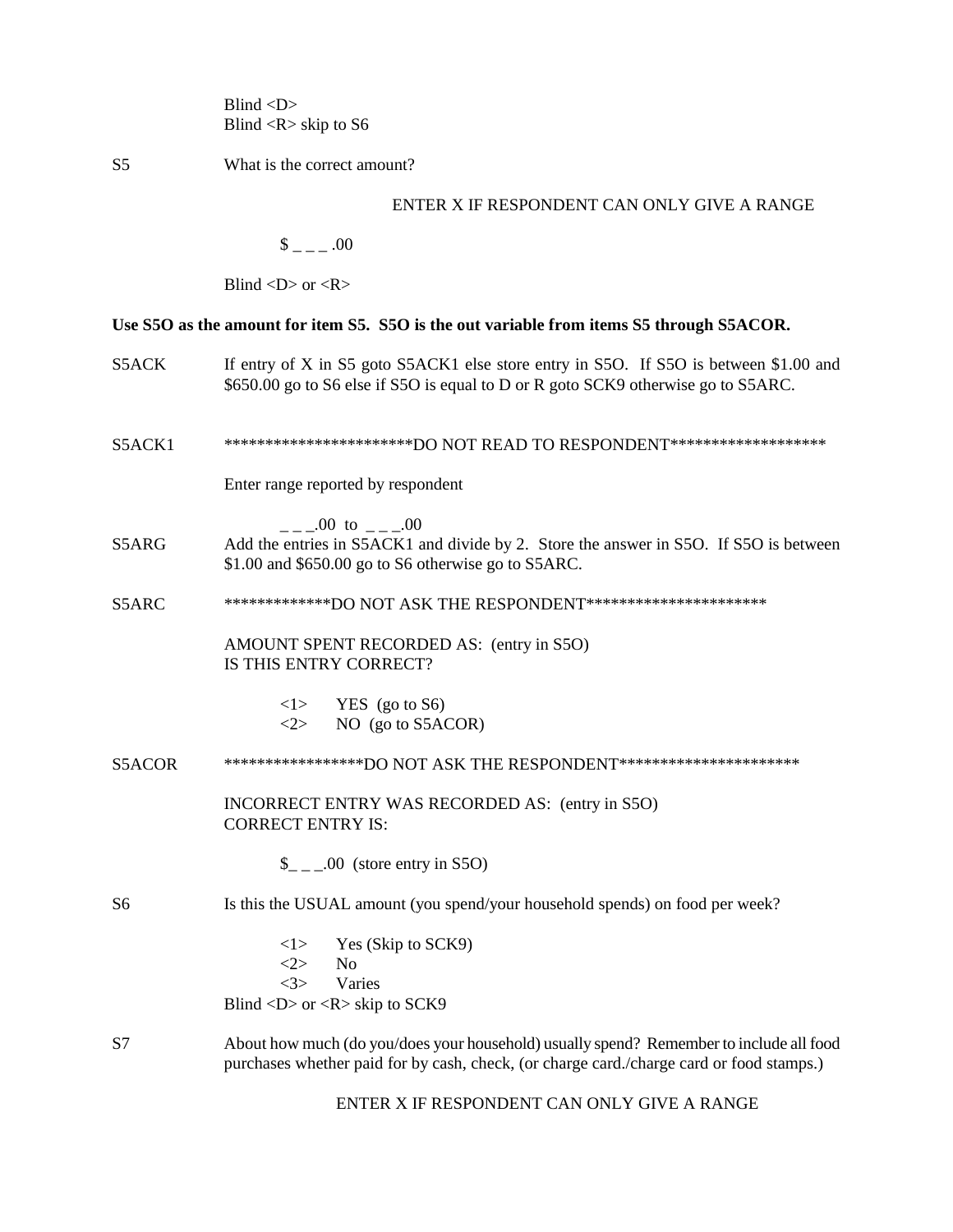Blind <D>
Blind <R> skip to S6

S5 What is the correct amount?

ENTER X IF RESPONDENT CAN ONLY GIVE A RANGE

$ _ _ _ .00

Blind <D> or <R>

**Use S5O as the amount for item S5. S5O is the out variable from items S5 through S5ACOR.**

S5ACK If entry of X in S5 goto S5ACK1 else store entry in S5O. If S5O is between $1.00 and $650.00 go to S6 else if S5O is equal to D or R goto SCK9 otherwise go to S5ARC.

S5ACK1 ***********************DO NOT READ TO RESPONDENT*******************

Enter range reported by respondent

_ _ _.00 to _ _ _.00

S5ARG Add the entries in S5ACK1 and divide by 2. Store the answer in S5O. If S5O is between $1.00 and $650.00 go to S6 otherwise go to S5ARC.

S5ARC *************DO NOT ASK THE RESPONDENT**********************

AMOUNT SPENT RECORDED AS: (entry in S5O)
IS THIS ENTRY CORRECT?

- <1> YES (go to S6)
- <2> NO (go to S5ACOR)

S5ACOR *****************DO NOT ASK THE RESPONDENT**********************

INCORRECT ENTRY WAS RECORDED AS: (entry in S5O)
CORRECT ENTRY IS:

$_ _ _.00 (store entry in S5O)

S6 Is this the USUAL amount (you spend/your household spends) on food per week?

- <1> Yes (Skip to SCK9)
- <2> No
- <3> Varies

Blind <D> or <R> skip to SCK9

S7 About how much (do you/does your household) usually spend? Remember to include all food purchases whether paid for by cash, check, (or charge card./charge card or food stamps.)

ENTER X IF RESPONDENT CAN ONLY GIVE A RANGE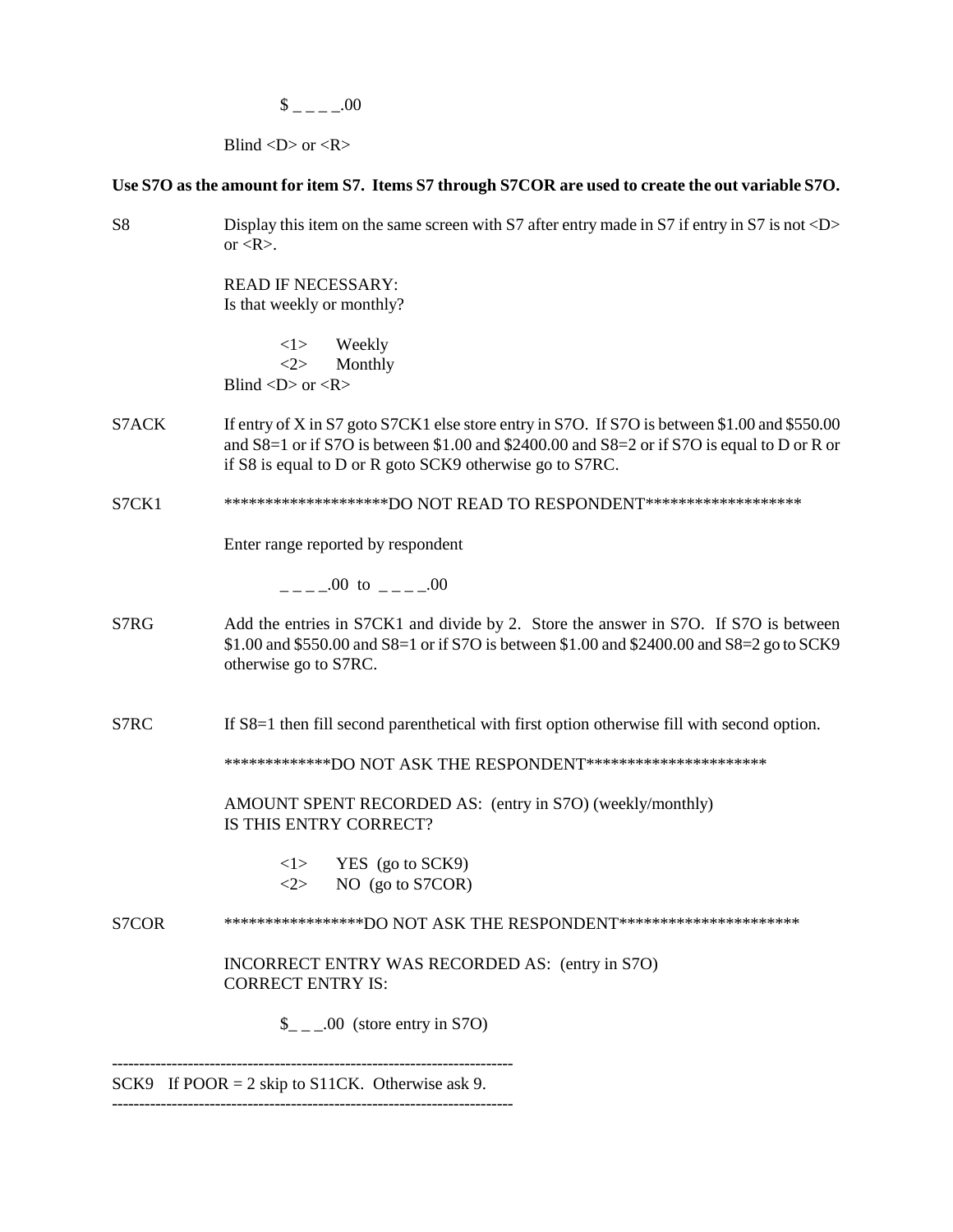$ _ _ _ _.00

Blind <D> or <R>

**Use S7O as the amount for item S7. Items S7 through S7COR are used to create the out variable S7O.**

S8 Display this item on the same screen with S7 after entry made in S7 if entry in S7 is not <D> or <R>.

READ IF NECESSARY:
Is that weekly or monthly?

<1> Weekly
<2> Monthly
Blind <D> or <R>

S7ACK If entry of X in S7 goto S7CK1 else store entry in S7O. If S7O is between $1.00 and $550.00 and S8=1 or if S7O is between $1.00 and $2400.00 and S8=2 or if S7O is equal to D or R or if S8 is equal to D or R goto SCK9 otherwise go to S7RC.

S7CK1 ********************DO NOT READ TO RESPONDENT*******************

Enter range reported by respondent

_ _ _ _.00 to _ _ _ _.00

S7RG Add the entries in S7CK1 and divide by 2. Store the answer in S7O. If S7O is between $1.00 and $550.00 and S8=1 or if S7O is between $1.00 and $2400.00 and S8=2 go to SCK9 otherwise go to S7RC.

S7RC If S8=1 then fill second parenthetical with first option otherwise fill with second option.

*************DO NOT ASK THE RESPONDENT**********************

AMOUNT SPENT RECORDED AS: (entry in S7O) (weekly/monthly)
IS THIS ENTRY CORRECT?

<1> YES (go to SCK9)
<2> NO (go to S7COR)

S7COR *****************DO NOT ASK THE RESPONDENT**********************

INCORRECT ENTRY WAS RECORDED AS: (entry in S7O)
CORRECT ENTRY IS:

$_ _ _.00 (store entry in S7O)

---

SCK9 If POOR = 2 skip to S11CK. Otherwise ask 9.

---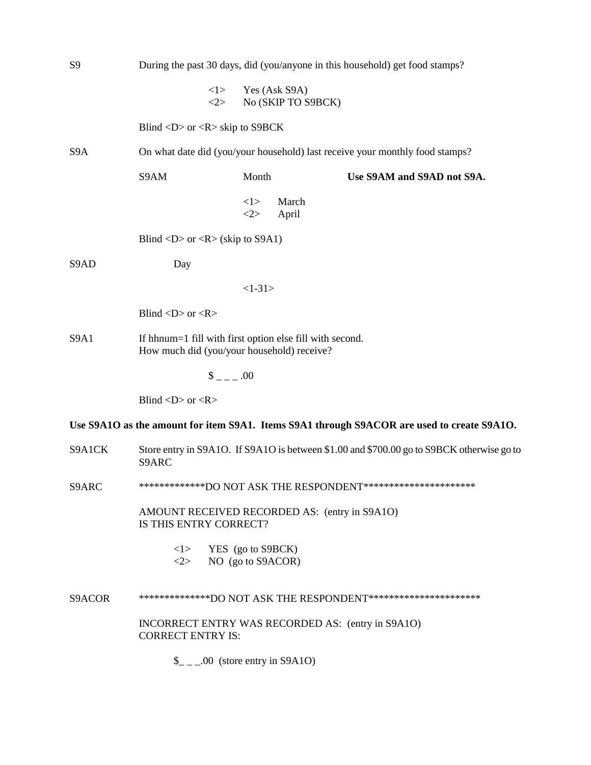S9 During the past 30 days, did (you/anyone in this household) get food stamps?

<1> Yes (Ask S9A)
<2> No (SKIP TO S9BCK)

Blind <D> or <R> skip to S9BCK

S9A On what date did (you/your household) last receive your monthly food stamps?

S9AM Month **Use S9AM and S9AD not S9A.**

<1> March
<2> April

Blind <D> or <R> (skip to S9A1)

S9AD Day

<1-31>

Blind <D> or <R>

S9A1 If hhnum=1 fill with first option else fill with second.
How much did (you/your household) receive?

$ _ _ _ .00

Blind <D> or <R>

**Use S9A1O as the amount for item S9A1. Items S9A1 through S9ACOR are used to create S9A1O.**

S9A1CK Store entry in S9A1O. If S9A1O is between $1.00 and $700.00 go to S9BCK otherwise go to S9ARC

S9ARC *************DO NOT ASK THE RESPONDENT**********************

AMOUNT RECEIVED RECORDED AS: (entry in S9A1O)
IS THIS ENTRY CORRECT?

<1> YES (go to S9BCK)
<2> NO (go to S9ACOR)

S9ACOR **************DO NOT ASK THE RESPONDENT**********************

INCORRECT ENTRY WAS RECORDED AS: (entry in S9A1O)
CORRECT ENTRY IS:

$_ _ _.00 (store entry in S9A1O)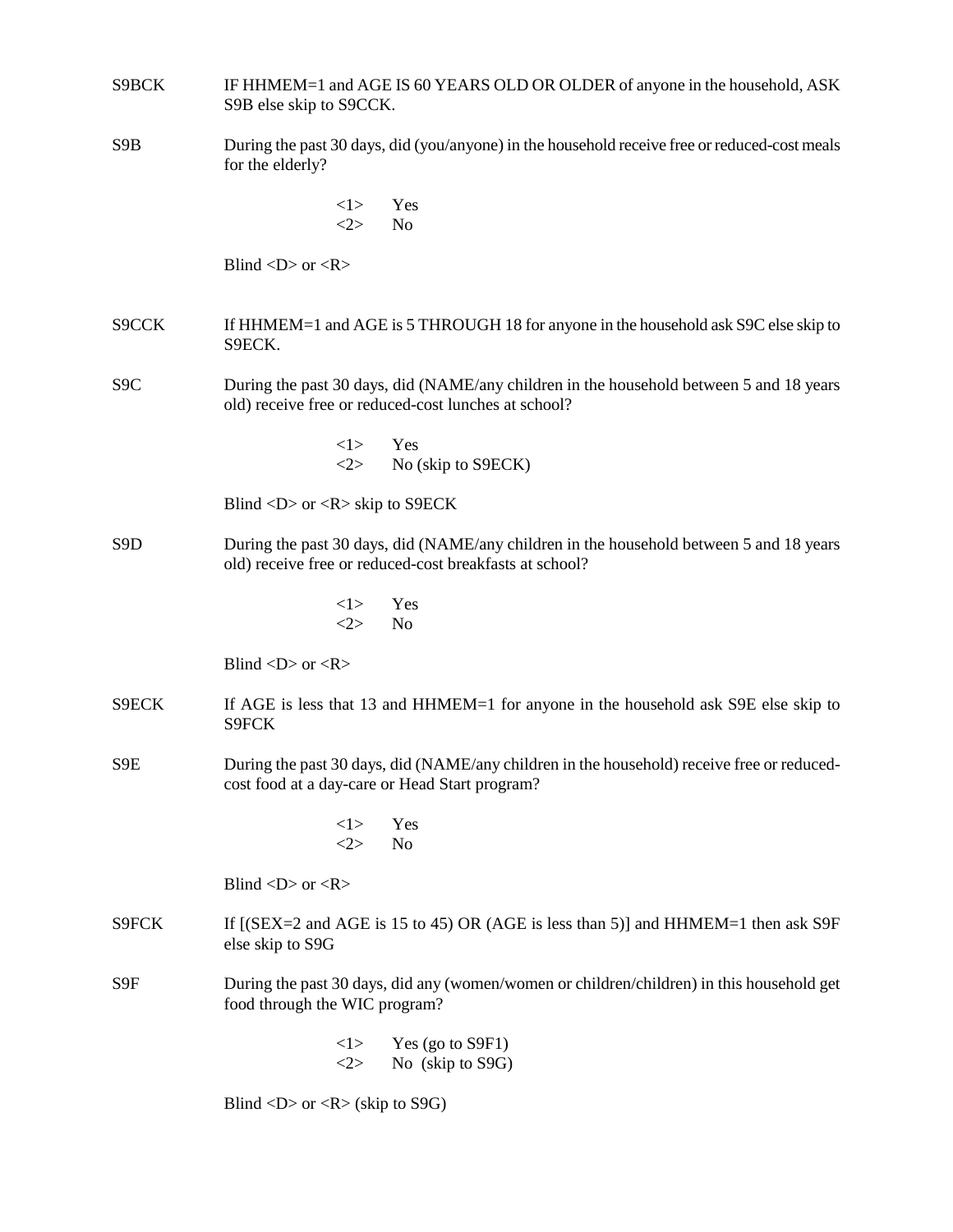S9BCK IF HHMEM=1 and AGE IS 60 YEARS OLD OR OLDER of anyone in the household, ASK S9B else skip to S9CCK.

S9B During the past 30 days, did (you/anyone) in the household receive free or reduced-cost meals for the elderly?

<1> Yes
<2> No

Blind <D> or <R>

S9CCK If HHMEM=1 and AGE is 5 THROUGH 18 for anyone in the household ask S9C else skip to S9ECK.

S9C During the past 30 days, did (NAME/any children in the household between 5 and 18 years old) receive free or reduced-cost lunches at school?

<1> Yes
<2> No (skip to S9ECK)

Blind <D> or <R> skip to S9ECK

S9D During the past 30 days, did (NAME/any children in the household between 5 and 18 years old) receive free or reduced-cost breakfasts at school?

<1> Yes
<2> No

Blind <D> or <R>

S9ECK If AGE is less that 13 and HHMEM=1 for anyone in the household ask S9E else skip to S9FCK

S9E During the past 30 days, did (NAME/any children in the household) receive free or reduced-cost food at a day-care or Head Start program?

<1> Yes
<2> No

Blind <D> or <R>

S9FCK If [(SEX=2 and AGE is 15 to 45) OR (AGE is less than 5)] and HHMEM=1 then ask S9F else skip to S9G

S9F During the past 30 days, did any (women/women or children/children) in this household get food through the WIC program?

<1> Yes (go to S9F1)
<2> No (skip to S9G)

Blind <D> or <R> (skip to S9G)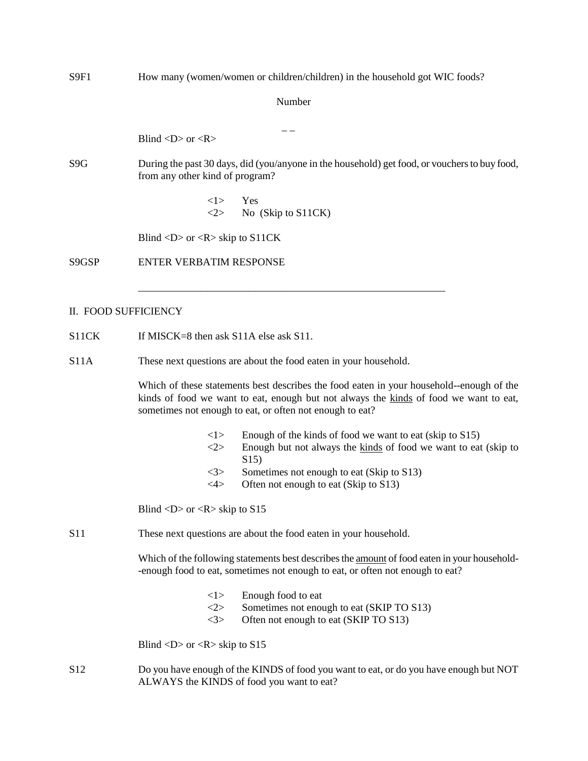S9F1 How many (women/women or children/children) in the household got WIC foods?

Number

_ _

Blind <D> or <R>

S9G During the past 30 days, did (you/anyone in the household) get food, or vouchers to buy food, from any other kind of program?

<1> Yes
<2> No (Skip to S11CK)

Blind <D> or <R> skip to S11CK

S9GSP ENTER VERBATIM RESPONSE

______________________________________________________________

II. FOOD SUFFICIENCY

S11CK If MISCK=8 then ask S11A else ask S11.

S11A These next questions are about the food eaten in your household.

Which of these statements best describes the food eaten in your household--enough of the kinds of food we want to eat, enough but not always the <u>kinds</u> of food we want to eat, sometimes not enough to eat, or often not enough to eat?

<1> Enough of the kinds of food we want to eat (skip to S15)
<2> Enough but not always the <u>kinds</u> of food we want to eat (skip to S15)
<3> Sometimes not enough to eat (Skip to S13)
<4> Often not enough to eat (Skip to S13)

Blind <D> or <R> skip to S15

S11 These next questions are about the food eaten in your household.

Which of the following statements best describes the <u>amount</u> of food eaten in your household--enough food to eat, sometimes not enough to eat, or often not enough to eat?

<1> Enough food to eat
<2> Sometimes not enough to eat (SKIP TO S13)
<3> Often not enough to eat (SKIP TO S13)

Blind <D> or <R> skip to S15

S12 Do you have enough of the KINDS of food you want to eat, or do you have enough but NOT ALWAYS the KINDS of food you want to eat?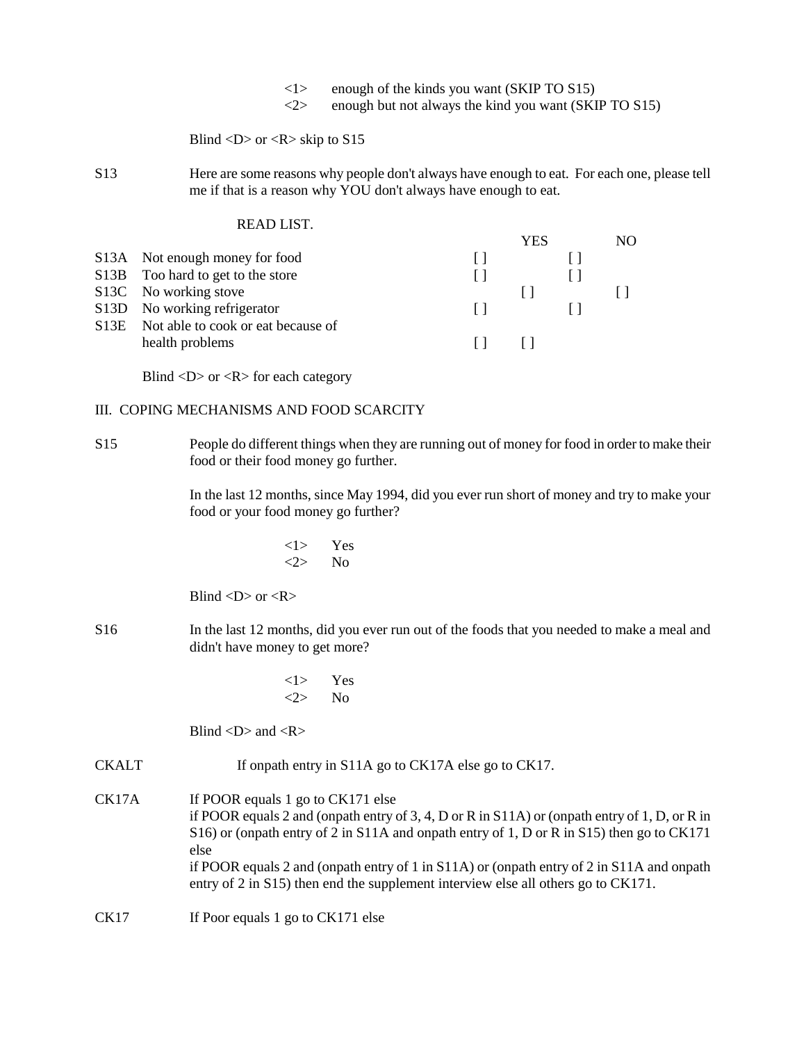<1> enough of the kinds you want (SKIP TO S15)
<2> enough but not always the kind you want (SKIP TO S15)

Blind <D> or <R> skip to S15

S13 Here are some reasons why people don't always have enough to eat. For each one, please tell me if that is a reason why YOU don't always have enough to eat.

READ LIST.

| | | YES | NO |
|---|---|---|---|
| S13A | Not enough money for food | [ ] | [ ] |
| S13B | Too hard to get to the store | [ ] | [ ] |
| S13C | No working stove | [ ] | [ ] |
| S13D | No working refrigerator | [ ] | [ ] |
| S13E | Not able to cook or eat because of health problems | [ ] | [ ] |

Blind <D> or <R> for each category

## III. COPING MECHANISMS AND FOOD SCARCITY

S15 People do different things when they are running out of money for food in order to make their food or their food money go further.

In the last 12 months, since May 1994, did you ever run short of money and try to make your food or your food money go further?

<1> Yes
<2> No

Blind <D> or <R>

S16 In the last 12 months, did you ever run out of the foods that you needed to make a meal and didn't have money to get more?

<1> Yes
<2> No

Blind <D> and <R>

CKALT If onpath entry in S11A go to CK17A else go to CK17.

CK17A If POOR equals 1 go to CK171 else
if POOR equals 2 and (onpath entry of 3, 4, D or R in S11A) or (onpath entry of 1, D, or R in S16) or (onpath entry of 2 in S11A and onpath entry of 1, D or R in S15) then go to CK171 else
if POOR equals 2 and (onpath entry of 1 in S11A) or (onpath entry of 2 in S11A and onpath entry of 2 in S15) then end the supplement interview else all others go to CK171.

CK17 If Poor equals 1 go to CK171 else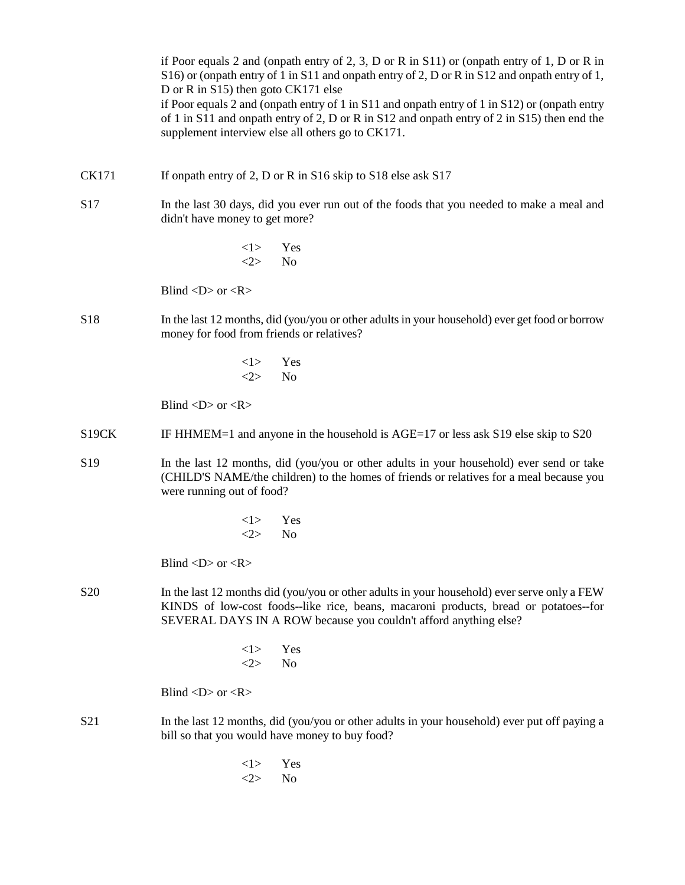if Poor equals 2 and (onpath entry of 2, 3, D or R in S11) or (onpath entry of 1, D or R in S16) or (onpath entry of 1 in S11 and onpath entry of 2, D or R in S12 and onpath entry of 1, D or R in S15) then goto CK171 else
if Poor equals 2 and (onpath entry of 1 in S11 and onpath entry of 1 in S12) or (onpath entry of 1 in S11 and onpath entry of 2, D or R in S12 and onpath entry of 2 in S15) then end the supplement interview else all others go to CK171.

CK171 If onpath entry of 2, D or R in S16 skip to S18 else ask S17

S17 In the last 30 days, did you ever run out of the foods that you needed to make a meal and didn't have money to get more?

<1> Yes
<2> No

Blind <D> or <R>

S18 In the last 12 months, did (you/you or other adults in your household) ever get food or borrow money for food from friends or relatives?

<1> Yes
<2> No

Blind <D> or <R>

S19CK IF HHMEM=1 and anyone in the household is AGE=17 or less ask S19 else skip to S20

S19 In the last 12 months, did (you/you or other adults in your household) ever send or take (CHILD'S NAME/the children) to the homes of friends or relatives for a meal because you were running out of food?

<1> Yes
<2> No

Blind <D> or <R>

S20 In the last 12 months did (you/you or other adults in your household) ever serve only a FEW KINDS of low-cost foods--like rice, beans, macaroni products, bread or potatoes--for SEVERAL DAYS IN A ROW because you couldn't afford anything else?

<1> Yes
<2> No

Blind <D> or <R>

S21 In the last 12 months, did (you/you or other adults in your household) ever put off paying a bill so that you would have money to buy food?

<1> Yes
<2> No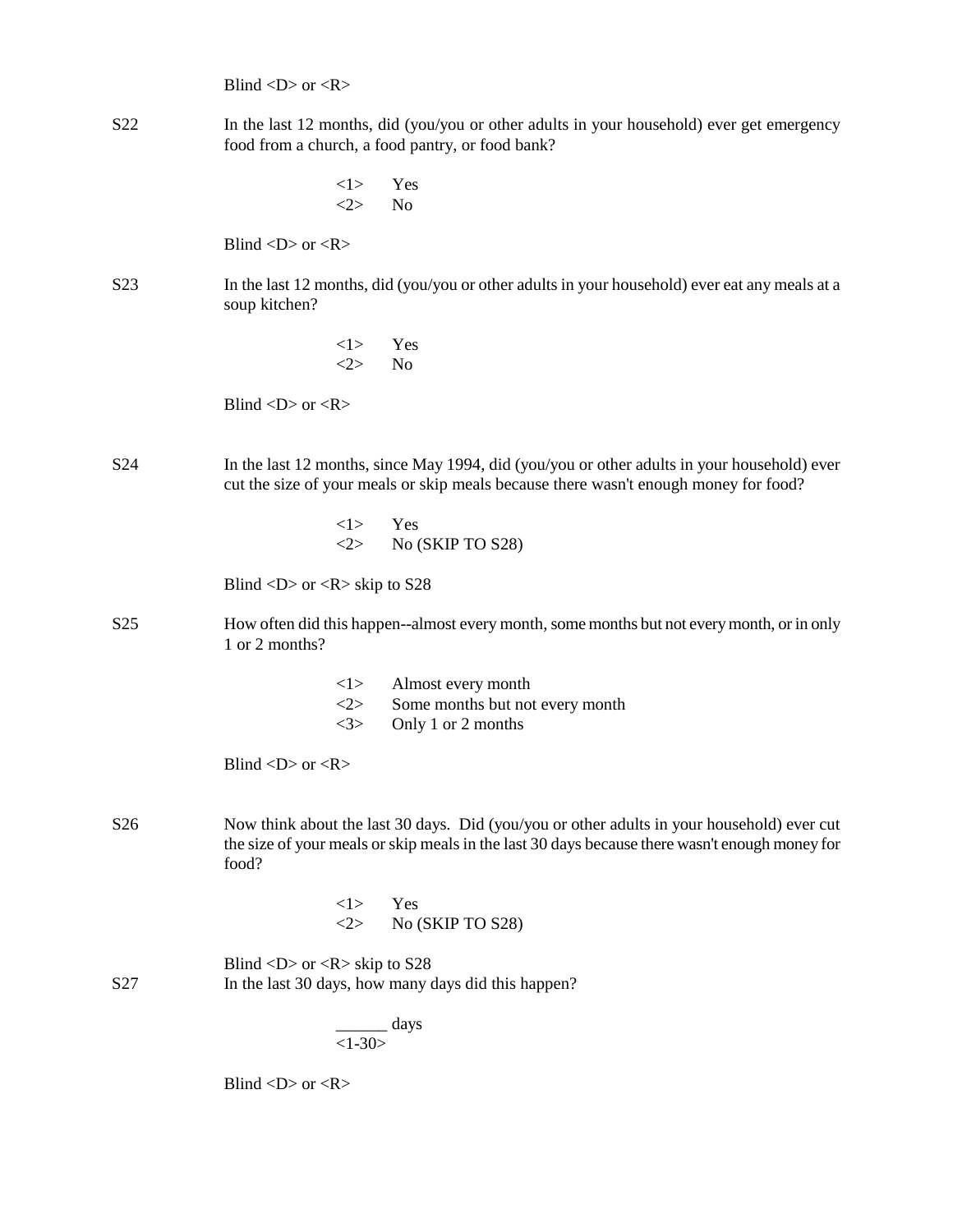Blind <D> or <R>

S22 In the last 12 months, did (you/you or other adults in your household) ever get emergency food from a church, a food pantry, or food bank?

<1> Yes
<2> No

Blind <D> or <R>

S23 In the last 12 months, did (you/you or other adults in your household) ever eat any meals at a soup kitchen?

<1> Yes
<2> No

Blind <D> or <R>

S24 In the last 12 months, since May 1994, did (you/you or other adults in your household) ever cut the size of your meals or skip meals because there wasn't enough money for food?

<1> Yes
<2> No (SKIP TO S28)

Blind <D> or <R> skip to S28

S25 How often did this happen--almost every month, some months but not every month, or in only 1 or 2 months?

<1> Almost every month
<2> Some months but not every month
<3> Only 1 or 2 months

Blind <D> or <R>

S26 Now think about the last 30 days. Did (you/you or other adults in your household) ever cut the size of your meals or skip meals in the last 30 days because there wasn't enough money for food?

<1> Yes
<2> No (SKIP TO S28)

Blind <D> or <R> skip to S28

S27 In the last 30 days, how many days did this happen?

______ days
<1-30>

Blind <D> or <R>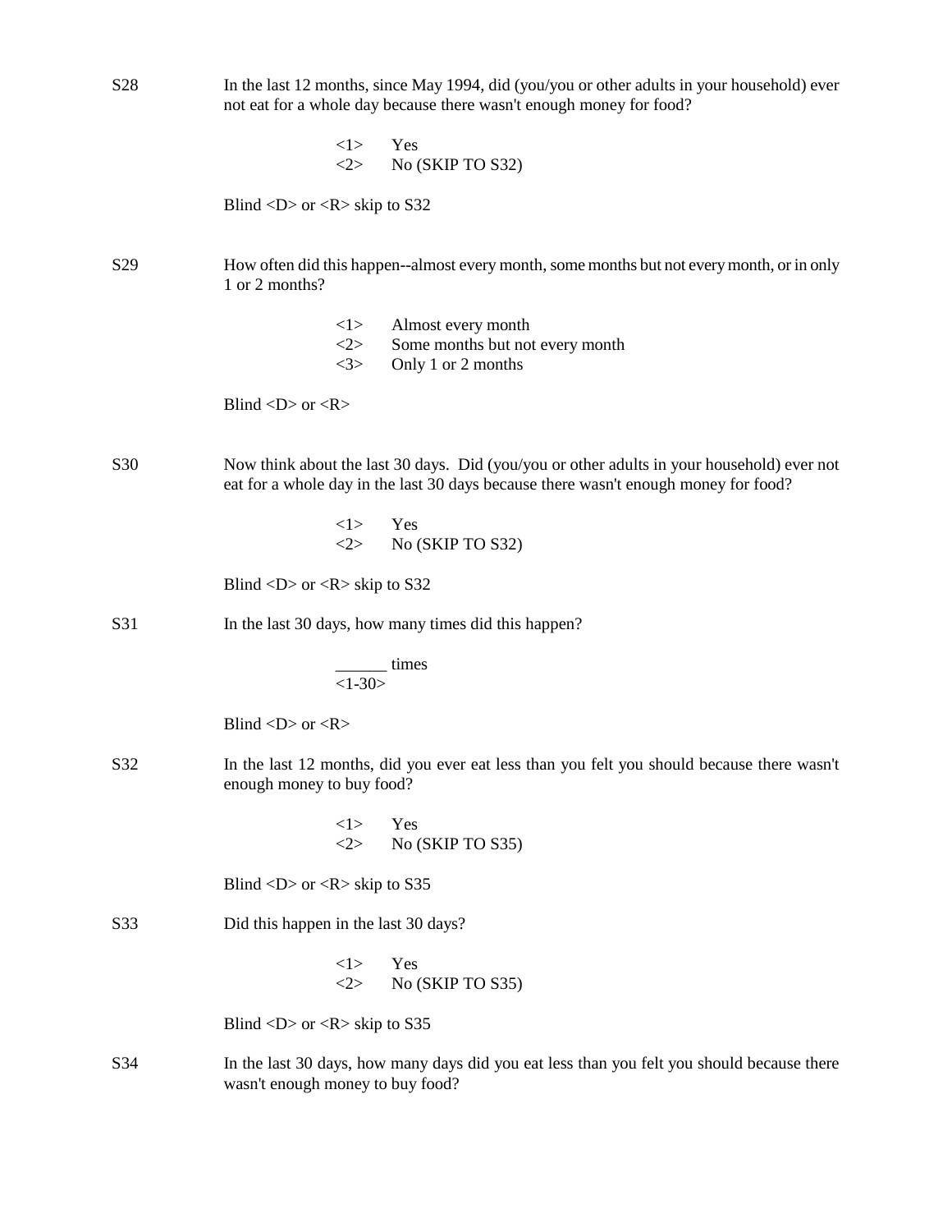S28 In the last 12 months, since May 1994, did (you/you or other adults in your household) ever not eat for a whole day because there wasn't enough money for food?

<1> Yes
<2> No (SKIP TO S32)

Blind <D> or <R> skip to S32

S29 How often did this happen--almost every month, some months but not every month, or in only 1 or 2 months?

<1> Almost every month
<2> Some months but not every month
<3> Only 1 or 2 months

Blind <D> or <R>

S30 Now think about the last 30 days. Did (you/you or other adults in your household) ever not eat for a whole day in the last 30 days because there wasn't enough money for food?

<1> Yes
<2> No (SKIP TO S32)

Blind <D> or <R> skip to S32

S31 In the last 30 days, how many times did this happen?

______ times
<1-30>

Blind <D> or <R>

S32 In the last 12 months, did you ever eat less than you felt you should because there wasn't enough money to buy food?

<1> Yes
<2> No (SKIP TO S35)

Blind <D> or <R> skip to S35

S33 Did this happen in the last 30 days?

<1> Yes
<2> No (SKIP TO S35)

Blind <D> or <R> skip to S35

S34 In the last 30 days, how many days did you eat less than you felt you should because there wasn't enough money to buy food?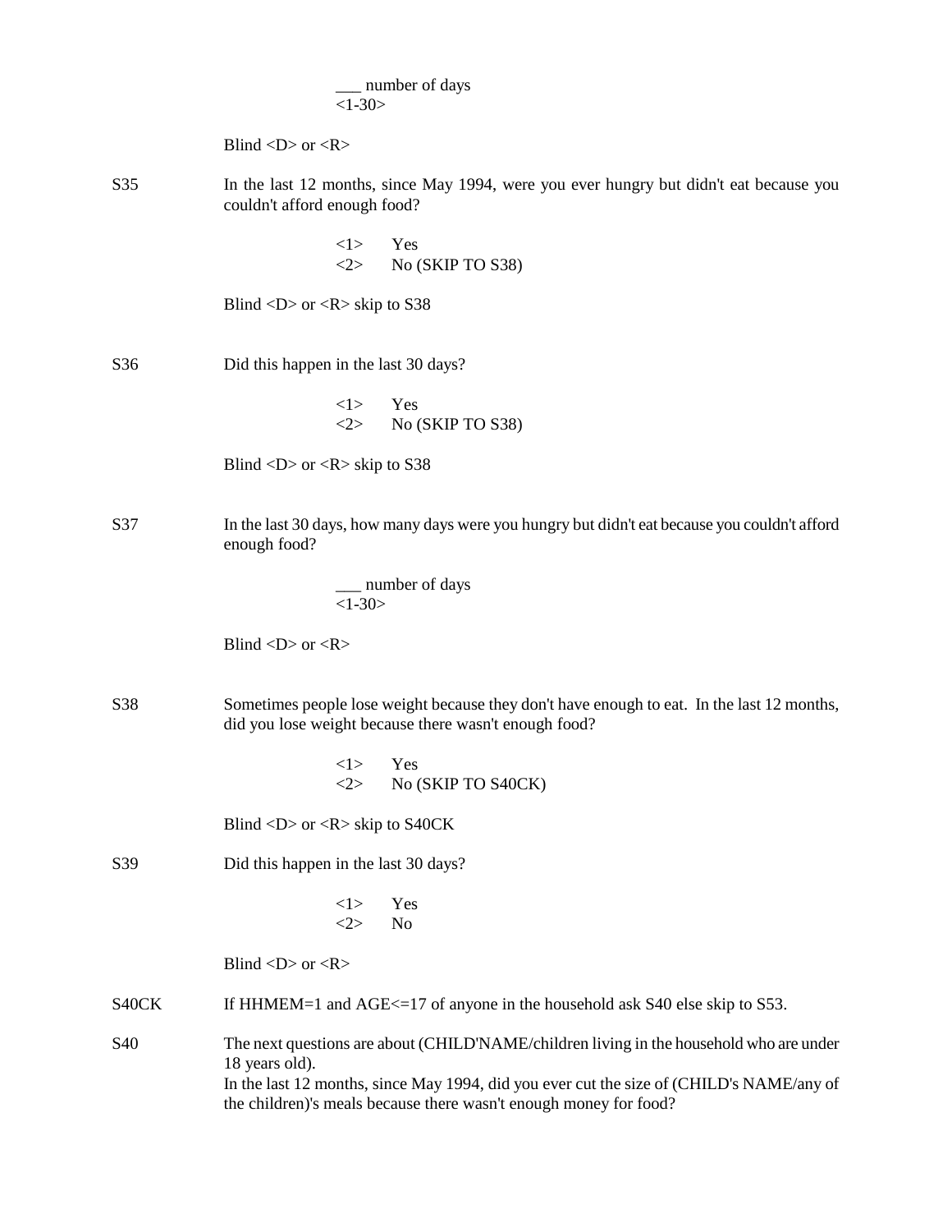___ number of days
<1-30>

Blind <D> or <R>

S35 In the last 12 months, since May 1994, were you ever hungry but didn't eat because you couldn't afford enough food?

<1> Yes
<2> No (SKIP TO S38)

Blind <D> or <R> skip to S38

S36 Did this happen in the last 30 days?

<1> Yes
<2> No (SKIP TO S38)

Blind <D> or <R> skip to S38

S37 In the last 30 days, how many days were you hungry but didn't eat because you couldn't afford enough food?

___ number of days
<1-30>

Blind <D> or <R>

S38 Sometimes people lose weight because they don't have enough to eat. In the last 12 months, did you lose weight because there wasn't enough food?

<1> Yes
<2> No (SKIP TO S40CK)

Blind <D> or <R> skip to S40CK

S39 Did this happen in the last 30 days?

<1> Yes
<2> No

Blind <D> or <R>

S40CK If HHMEM=1 and AGE<=17 of anyone in the household ask S40 else skip to S53.

S40 The next questions are about (CHILD'NAME/children living in the household who are under 18 years old).
In the last 12 months, since May 1994, did you ever cut the size of (CHILD's NAME/any of the children)'s meals because there wasn't enough money for food?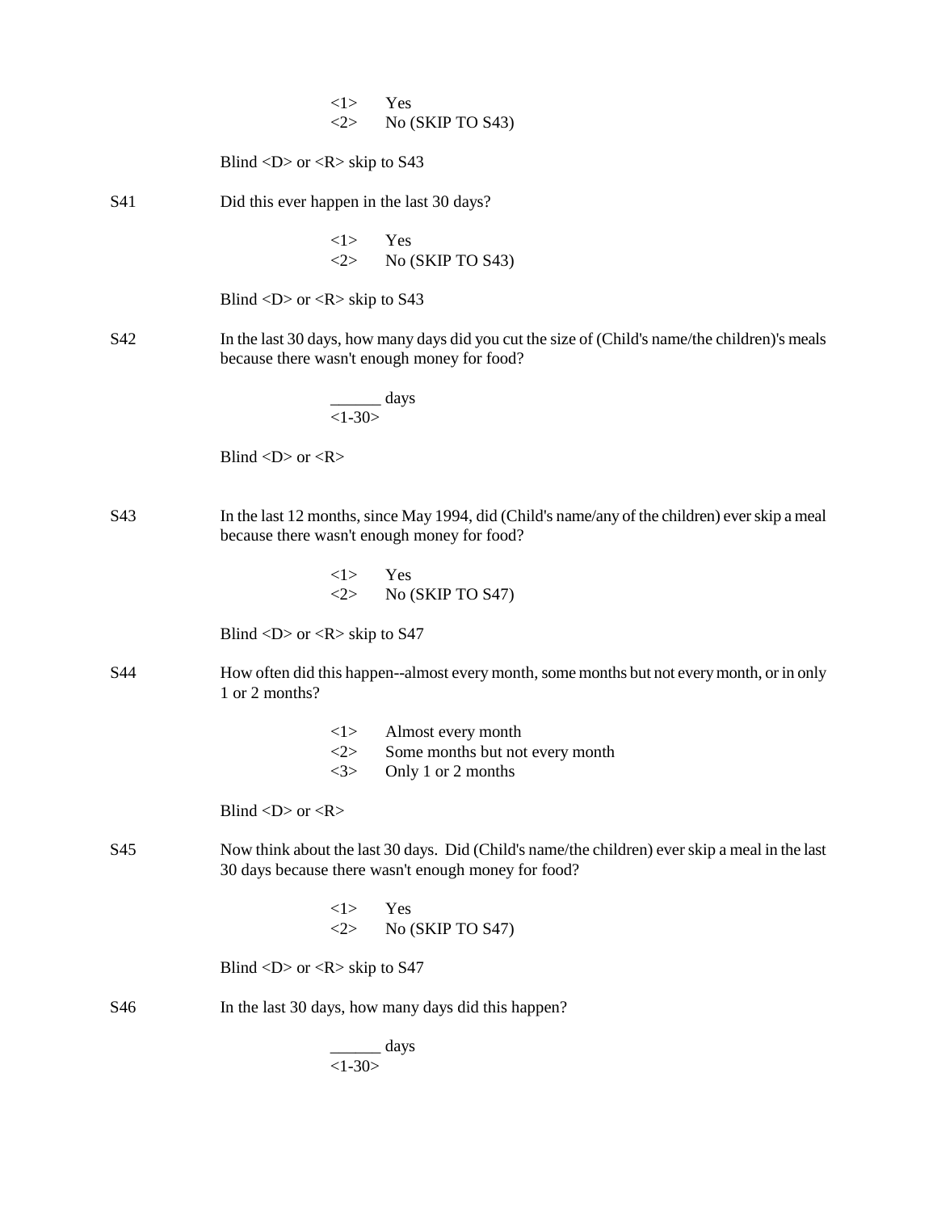<1> Yes
<2> No (SKIP TO S43)

Blind <D> or <R> skip to S43

S41 Did this ever happen in the last 30 days?

<1> Yes
<2> No (SKIP TO S43)

Blind <D> or <R> skip to S43

S42 In the last 30 days, how many days did you cut the size of (Child's name/the children)'s meals because there wasn't enough money for food?

______ days
<1-30>

Blind <D> or <R>

S43 In the last 12 months, since May 1994, did (Child's name/any of the children) ever skip a meal because there wasn't enough money for food?

<1> Yes
<2> No (SKIP TO S47)

Blind <D> or <R> skip to S47

S44 How often did this happen--almost every month, some months but not every month, or in only 1 or 2 months?

<1> Almost every month
<2> Some months but not every month
<3> Only 1 or 2 months

Blind <D> or <R>

S45 Now think about the last 30 days. Did (Child's name/the children) ever skip a meal in the last 30 days because there wasn't enough money for food?

<1> Yes
<2> No (SKIP TO S47)

Blind <D> or <R> skip to S47

S46 In the last 30 days, how many days did this happen?

______ days
<1-30>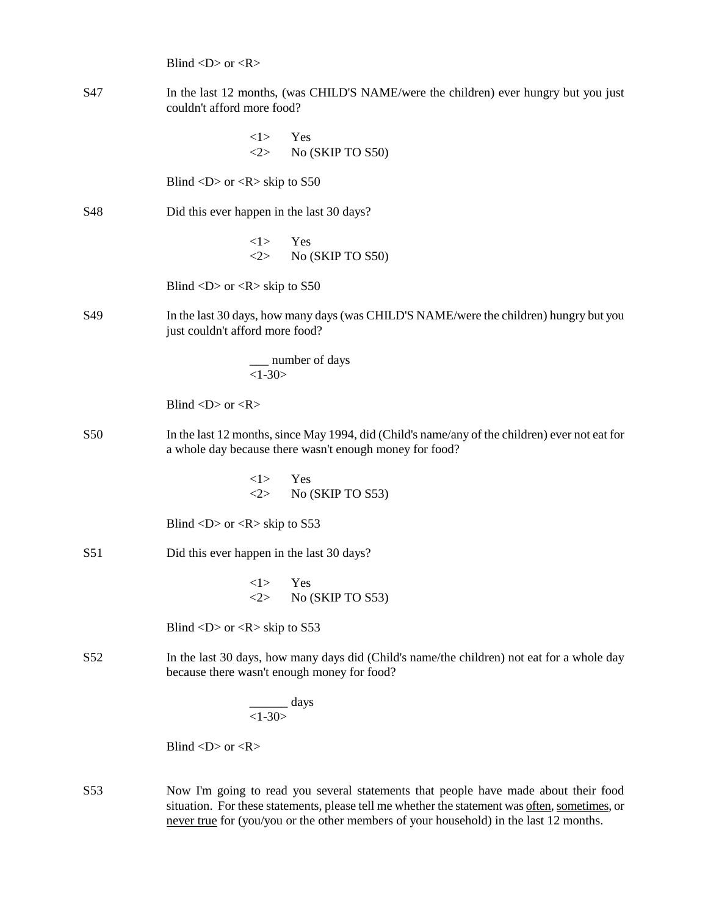Blind <D> or <R>

S47 In the last 12 months, (was CHILD'S NAME/were the children) ever hungry but you just couldn't afford more food?

<1> Yes
<2> No (SKIP TO S50)

Blind <D> or <R> skip to S50

S48 Did this ever happen in the last 30 days?

<1> Yes
<2> No (SKIP TO S50)

Blind <D> or <R> skip to S50

S49 In the last 30 days, how many days (was CHILD'S NAME/were the children) hungry but you just couldn't afford more food?

___ number of days
<1-30>

Blind <D> or <R>

S50 In the last 12 months, since May 1994, did (Child's name/any of the children) ever not eat for a whole day because there wasn't enough money for food?

<1> Yes
<2> No (SKIP TO S53)

Blind <D> or <R> skip to S53

S51 Did this ever happen in the last 30 days?

<1> Yes
<2> No (SKIP TO S53)

Blind <D> or <R> skip to S53

S52 In the last 30 days, how many days did (Child's name/the children) not eat for a whole day because there wasn't enough money for food?

______ days
<1-30>

Blind <D> or <R>

S53 Now I'm going to read you several statements that people have made about their food situation. For these statements, please tell me whether the statement was often, sometimes, or never true for (you/you or the other members of your household) in the last 12 months.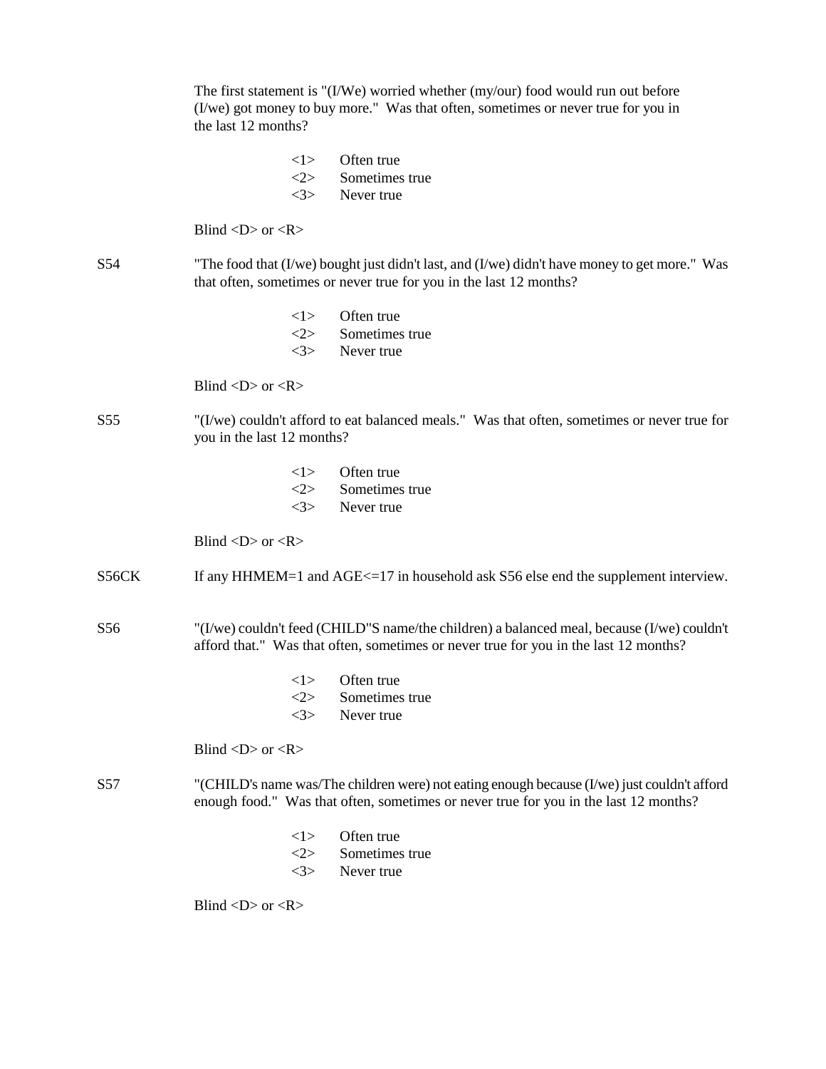The first statement is "(I/We) worried whether (my/our) food would run out before (I/we) got money to buy more." Was that often, sometimes or never true for you in the last 12 months?

<1> Often true
<2> Sometimes true
<3> Never true

Blind <D> or <R>

S54 "The food that (I/we) bought just didn't last, and (I/we) didn't have money to get more." Was that often, sometimes or never true for you in the last 12 months?

<1> Often true
<2> Sometimes true
<3> Never true

Blind <D> or <R>

S55 "(I/we) couldn't afford to eat balanced meals." Was that often, sometimes or never true for you in the last 12 months?

<1> Often true
<2> Sometimes true
<3> Never true

Blind <D> or <R>

S56CK If any HHMEM=1 and AGE<=17 in household ask S56 else end the supplement interview.

S56 "(I/we) couldn't feed (CHILD"S name/the children) a balanced meal, because (I/we) couldn't afford that." Was that often, sometimes or never true for you in the last 12 months?

<1> Often true
<2> Sometimes true
<3> Never true

Blind <D> or <R>

S57 "(CHILD's name was/The children were) not eating enough because (I/we) just couldn't afford enough food." Was that often, sometimes or never true for you in the last 12 months?

<1> Often true
<2> Sometimes true
<3> Never true

Blind <D> or <R>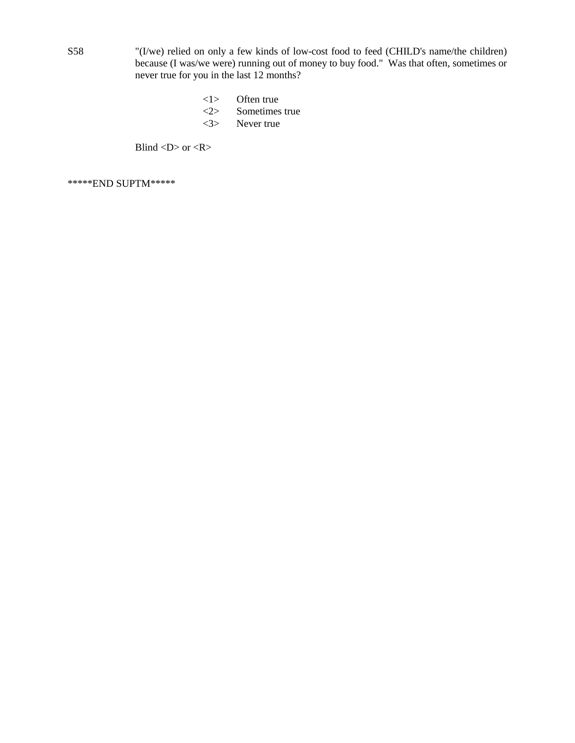S58 "(I/we) relied on only a few kinds of low-cost food to feed (CHILD's name/the children) because (I was/we were) running out of money to buy food." Was that often, sometimes or never true for you in the last 12 months?

<1> Often true
<2> Sometimes true
<3> Never true

Blind <D> or <R>

*****END SUPTM*****